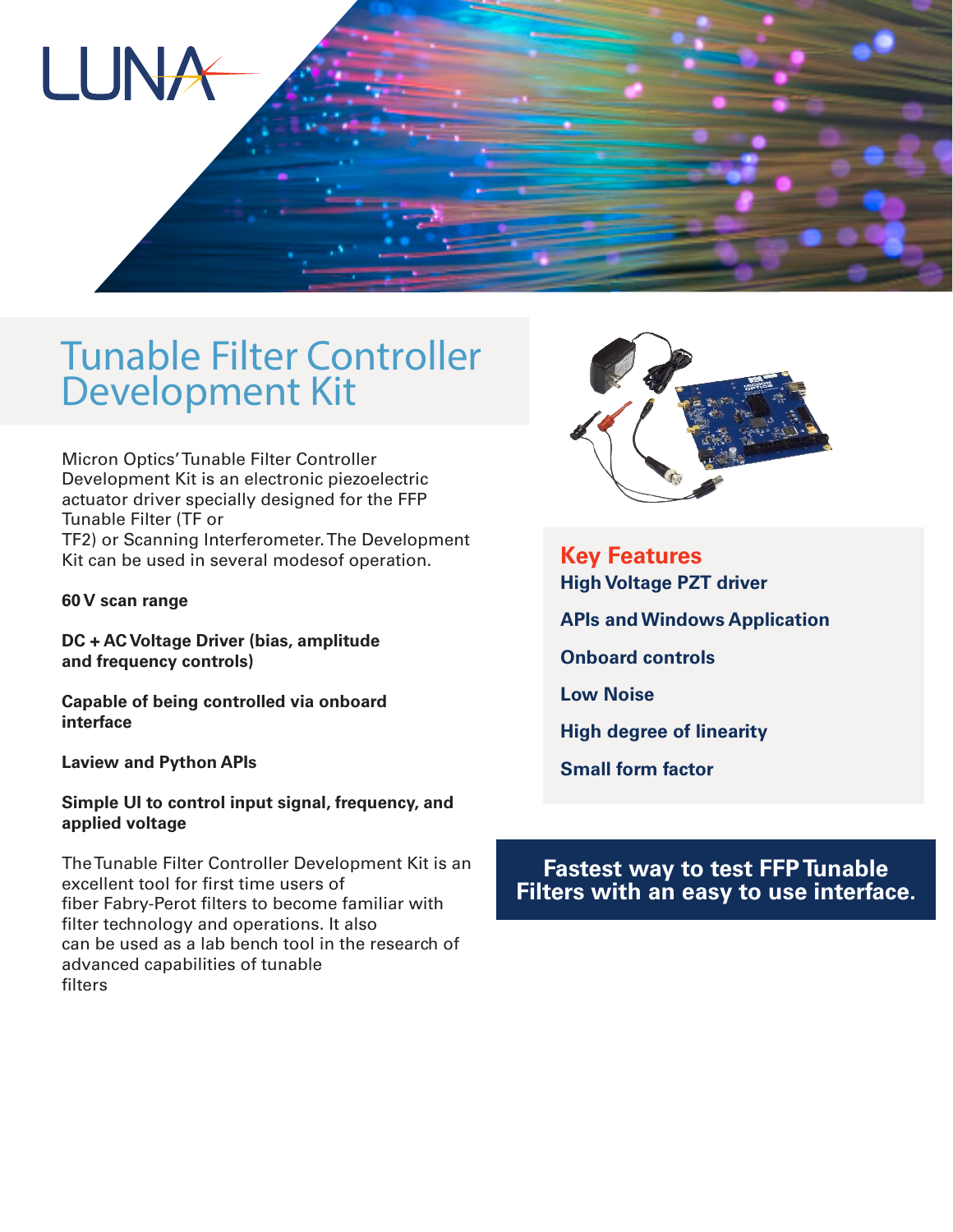LUNA

# Tunable Filter Controller Development Kit

Micron Optics' Tunable Filter Controller Development Kit is an electronic piezoelectric actuator driver specially designed for the FFP Tunable Filter (TF or TF2) or Scanning Interferometer. The Development Kit can be used in several modesof operation.

**60 V scan range**

**DC + AC Voltage Driver (bias, amplitude and frequency controls)**

**Capable of being controlled via onboard interface**

**Laview and Python APIs**

**Simple UI to control input signal, frequency, and applied voltage**

The Tunable Filter Controller Development Kit is an excellent tool for first time users of fiber Fabry-Perot filters to become familiar with filter technology and operations. It also can be used as a lab bench tool in the research of advanced capabilities of tunable filters

## Key Features

**High Voltage PZT driver**

**APIs and Windows Application**

**Onboard controls**

**Low Noise**

**High degree of linearity**

**Small form factor**

**Fastest way to test FFP Tunable Filters with an easy to use interface.**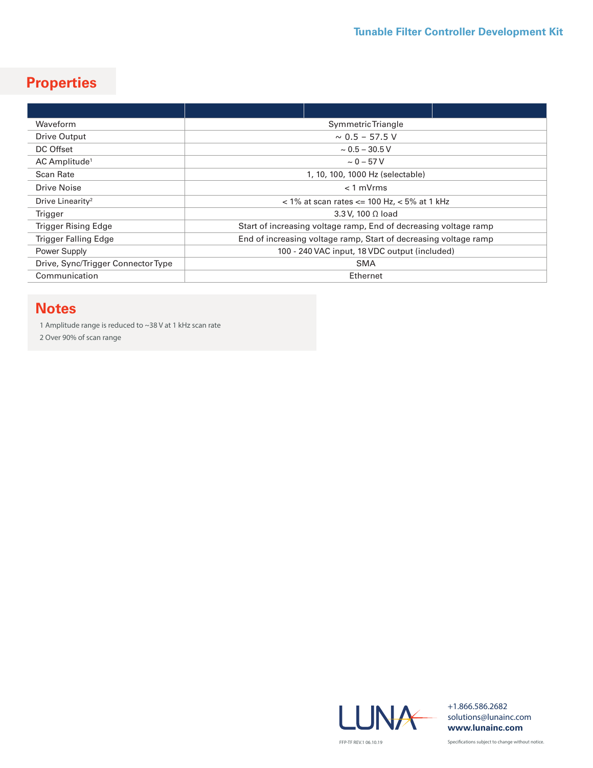## Properties

| | |
|---|---|
| Waveform | Symmetric Triangle |
| Drive Output | ~ 0.5 – 57.5 V |
| DC Offset | ~ 0.5 – 30.5 V |
| AC Amplitude[1] | ~ 0 – 57 V |
| Scan Rate | 1, 10, 100, 1000 Hz (selectable) |
| Drive Noise | < 1 mVrms |
| Drive Linearity[2] | < 1% at scan rates <= 100 Hz, < 5% at 1 kHz |
| Trigger | 3.3 V, 100 Ω load |
| Trigger Rising Edge | Start of increasing voltage ramp, End of decreasing voltage ramp |
| Trigger Falling Edge | End of increasing voltage ramp, Start of decreasing voltage ramp |
| Power Supply | 100 - 240 VAC input, 18 VDC output (included) |
| Drive, Sync/Trigger Connector Type | SMA |
| Communication | Ethernet |

## Notes

1 Amplitude range is reduced to ~38 V at 1 kHz scan rate

2 Over 90% of scan range

+1.866.586.2682
solutions@lunainc.com
**www.lunainc.com**

FFP-TF REV.1 06.10.19

Specifications subject to change without notice.